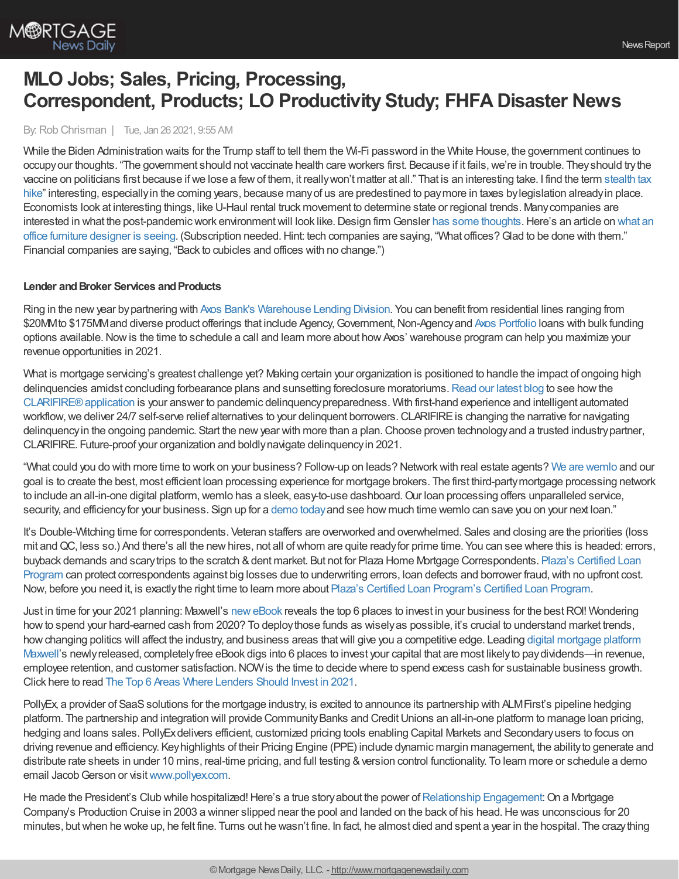# MLO Jobs; Sales, Pricing, Processing, Correspondent, Products; LO Productivity Study; FHFA Disaster News

By: Rob Chrisman | Tue, Jan 26 2021, 9:55 AM

While the Biden Administration waits for the Trump staff to tell them the Wi-Fi password in the White House, the government continues to occupy our thoughts. "The government should not vaccinate health care workers first. Because if it fails, we're in trouble. They should try the vaccine on politicians first because if we lose a few of them, it really won't matter at all." That is an interesting take. I find the term stealth tax hike" interesting, especially in the coming years, because many of us are predestined to pay more in taxes by legislation already in place. Economists look at interesting things, like U-Haul rental truck movement to determine state or regional trends. Many companies are interested in what the post-pandemic work environment will look like. Design firm Gensler has some thoughts. Here's an article on what an office furniture designer is seeing. (Subscription needed. Hint: tech companies are saying, "What offices? Glad to be done with them." Financial companies are saying, "Back to cubicles and offices with no change.")

**Lender and Broker Services and Products**

Ring in the new year by partnering with Axos Bank's Warehouse Lending Division. You can benefit from residential lines ranging from $20MM to $175MM and diverse product offerings that include Agency, Government, Non-Agency and Axos Portfolio loans with bulk funding options available. Now is the time to schedule a call and learn more about how Axos' warehouse program can help you maximize your revenue opportunities in 2021.

What is mortgage servicing's greatest challenge yet? Making certain your organization is positioned to handle the impact of ongoing high delinquencies amidst concluding forbearance plans and sunsetting foreclosure moratoriums. Read our latest blog to see how the CLARIFIRE® application is your answer to pandemic delinquency preparedness. With first-hand experience and intelligent automated workflow, we deliver 24/7 self-serve relief alternatives to your delinquent borrowers. CLARIFIRE is changing the narrative for navigating delinquency in the ongoing pandemic. Start the new year with more than a plan. Choose proven technology and a trusted industry partner, CLARIFIRE. Future-proof your organization and boldly navigate delinquency in 2021.

"What could you do with more time to work on your business? Follow-up on leads? Network with real estate agents? We are wemlo and our goal is to create the best, most efficient loan processing experience for mortgage brokers. The first third-party mortgage processing network to include an all-in-one digital platform, wemlo has a sleek, easy-to-use dashboard. Our loan processing offers unparalleled service, security, and efficiency for your business. Sign up for a demo today and see how much time wemlo can save you on your next loan."

It's Double-Witching time for correspondents. Veteran staffers are overworked and overwhelmed. Sales and closing are the priorities (loss mit and QC, less so.) And there's all the new hires, not all of whom are quite ready for prime time. You can see where this is headed: errors, buyback demands and scary trips to the scratch & dent market. But not for Plaza Home Mortgage Correspondents. Plaza's Certified Loan Program can protect correspondents against big losses due to underwriting errors, loan defects and borrower fraud, with no upfront cost. Now, before you need it, is exactly the right time to learn more about Plaza's Certified Loan Program's Certified Loan Program.

Just in time for your 2021 planning: Maxwell's new eBook reveals the top 6 places to invest in your business for the best ROI! Wondering how to spend your hard-earned cash from 2020? To deploy those funds as wisely as possible, it's crucial to understand market trends, how changing politics will affect the industry, and business areas that will give you a competitive edge. Leading digital mortgage platform Maxwell's newly released, completely free eBook digs into 6 places to invest your capital that are most likely to pay dividends—in revenue, employee retention, and customer satisfaction. NOW is the time to decide where to spend excess cash for sustainable business growth. Click here to read The Top 6 Areas Where Lenders Should Invest in 2021.

PollyEx, a provider of SaaS solutions for the mortgage industry, is excited to announce its partnership with ALM First's pipeline hedging platform. The partnership and integration will provide Community Banks and Credit Unions an all-in-one platform to manage loan pricing, hedging and loans sales. PollyEx delivers efficient, customized pricing tools enabling Capital Markets and Secondary users to focus on driving revenue and efficiency. Key highlights of their Pricing Engine (PPE) include dynamic margin management, the ability to generate and distribute rate sheets in under 10 mins, real-time pricing, and full testing & version control functionality. To learn more or schedule a demo email Jacob Gerson or visit www.pollyex.com.

He made the President's Club while hospitalized! Here's a true story about the power of Relationship Engagement: On a Mortgage Company's Production Cruise in 2003 a winner slipped near the pool and landed on the back of his head. He was unconscious for 20 minutes, but when he woke up, he felt fine. Turns out he wasn't fine. In fact, he almost died and spent a year in the hospital. The crazy thing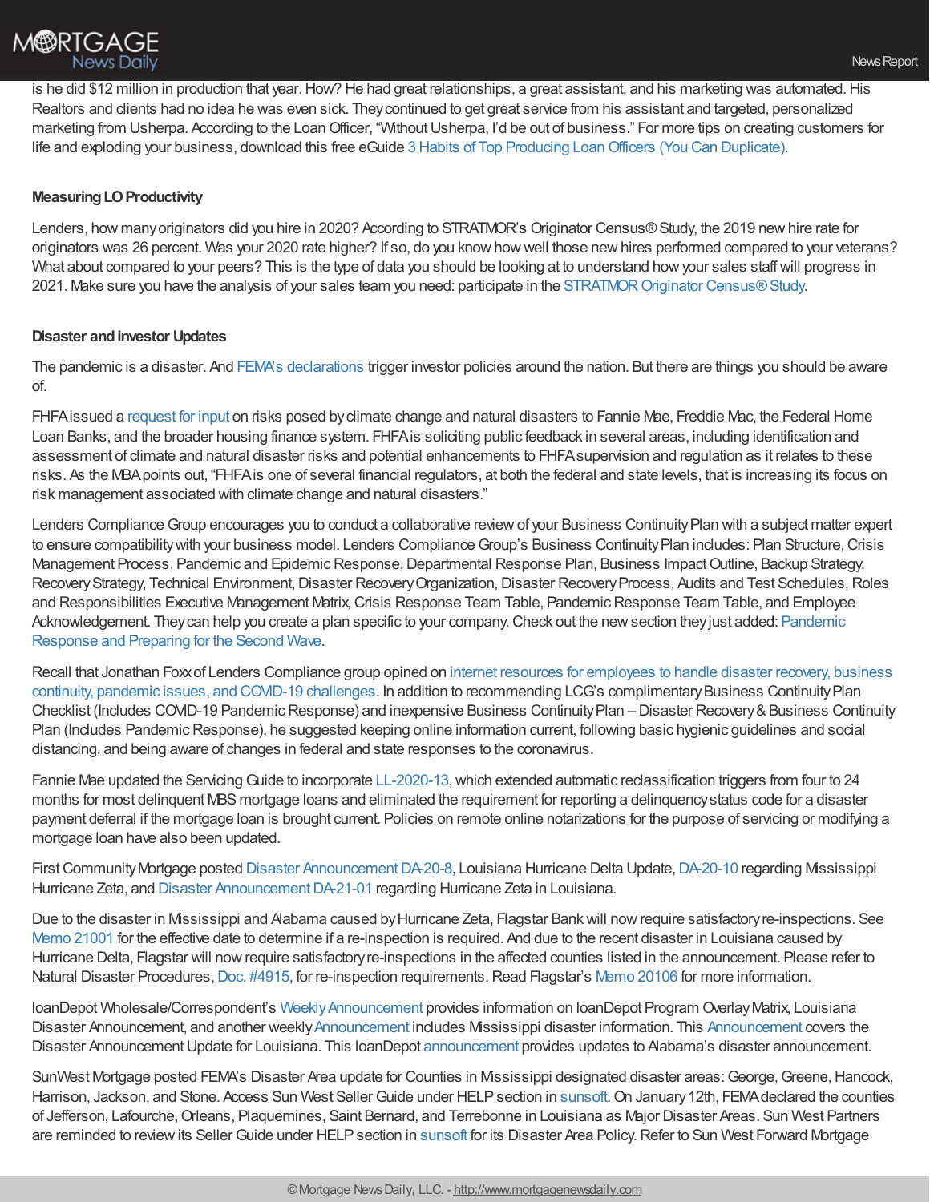is he did $12 million in production that year. How? He had great relationships, a great assistant, and his marketing was automated. His Realtors and clients had no idea he was even sick. They continued to get great service from his assistant and targeted, personalized marketing from Usherpa. According to the Loan Officer, "Without Usherpa, I'd be out of business." For more tips on creating customers for life and exploding your business, download this free eGuide 3 Habits of Top Producing Loan Officers (You Can Duplicate).

**Measuring LO Productivity**

Lenders, how many originators did you hire in 2020? According to STRATMOR's Originator Census® Study, the 2019 new hire rate for originators was 26 percent. Was your 2020 rate higher? If so, do you know how well those new hires performed compared to your veterans? What about compared to your peers? This is the type of data you should be looking at to understand how your sales staff will progress in 2021. Make sure you have the analysis of your sales team you need: participate in the STRATMOR Originator Census® Study.

**Disaster and investor Updates**

The pandemic is a disaster. And FEMA's declarations trigger investor policies around the nation. But there are things you should be aware of.

FHFA issued a request for input on risks posed by climate change and natural disasters to Fannie Mae, Freddie Mac, the Federal Home Loan Banks, and the broader housing finance system. FHFA is soliciting public feedback in several areas, including identification and assessment of climate and natural disaster risks and potential enhancements to FHFA supervision and regulation as it relates to these risks. As the MBA points out, "FHFA is one of several financial regulators, at both the federal and state levels, that is increasing its focus on risk management associated with climate change and natural disasters."

Lenders Compliance Group encourages you to conduct a collaborative review of your Business Continuity Plan with a subject matter expert to ensure compatibility with your business model. Lenders Compliance Group's Business Continuity Plan includes: Plan Structure, Crisis Management Process, Pandemic and Epidemic Response, Departmental Response Plan, Business Impact Outline, Backup Strategy, Recovery Strategy, Technical Environment, Disaster Recovery Organization, Disaster Recovery Process, Audits and Test Schedules, Roles and Responsibilities Executive Management Matrix, Crisis Response Team Table, Pandemic Response Team Table, and Employee Acknowledgement. They can help you create a plan specific to your company. Check out the new section they just added: Pandemic Response and Preparing for the Second Wave.

Recall that Jonathan Foxx of Lenders Compliance group opined on internet resources for employees to handle disaster recovery, business continuity, pandemic issues, and COVID-19 challenges. In addition to recommending LCG's complimentary Business Continuity Plan Checklist (Includes COVID-19 Pandemic Response) and inexpensive Business Continuity Plan – Disaster Recovery & Business Continuity Plan (Includes Pandemic Response), he suggested keeping online information current, following basic hygienic guidelines and social distancing, and being aware of changes in federal and state responses to the coronavirus.

Fannie Mae updated the Servicing Guide to incorporate LL-2020-13, which extended automatic reclassification triggers from four to 24 months for most delinquent MBS mortgage loans and eliminated the requirement for reporting a delinquency status code for a disaster payment deferral if the mortgage loan is brought current. Policies on remote online notarizations for the purpose of servicing or modifying a mortgage loan have also been updated.

First Community Mortgage posted Disaster Announcement DA-20-8, Louisiana Hurricane Delta Update, DA-20-10 regarding Mississippi Hurricane Zeta, and Disaster Announcement DA-21-01 regarding Hurricane Zeta in Louisiana.

Due to the disaster in Mississippi and Alabama caused by Hurricane Zeta, Flagstar Bank will now require satisfactory re-inspections. See Memo 21001 for the effective date to determine if a re-inspection is required. And due to the recent disaster in Louisiana caused by Hurricane Delta, Flagstar will now require satisfactory re-inspections in the affected counties listed in the announcement. Please refer to Natural Disaster Procedures, Doc. #4915, for re-inspection requirements. Read Flagstar's Memo 20106 for more information.

loanDepot Wholesale/Correspondent's Weekly Announcement provides information on loanDepot Program Overlay Matrix, Louisiana Disaster Announcement, and another weekly Announcement includes Mississippi disaster information. This Announcement covers the Disaster Announcement Update for Louisiana. This loanDepot announcement provides updates to Alabama's disaster announcement.

SunWest Mortgage posted FEMA's Disaster Area update for Counties in Mississippi designated disaster areas: George, Greene, Hancock, Harrison, Jackson, and Stone. Access Sun West Seller Guide under HELP section in sunsoft. On January 12th, FEMA declared the counties of Jefferson, Lafourche, Orleans, Plaquemines, Saint Bernard, and Terrebonne in Louisiana as Major Disaster Areas. Sun West Partners are reminded to review its Seller Guide under HELP section in sunsoft for its Disaster Area Policy. Refer to Sun West Forward Mortgage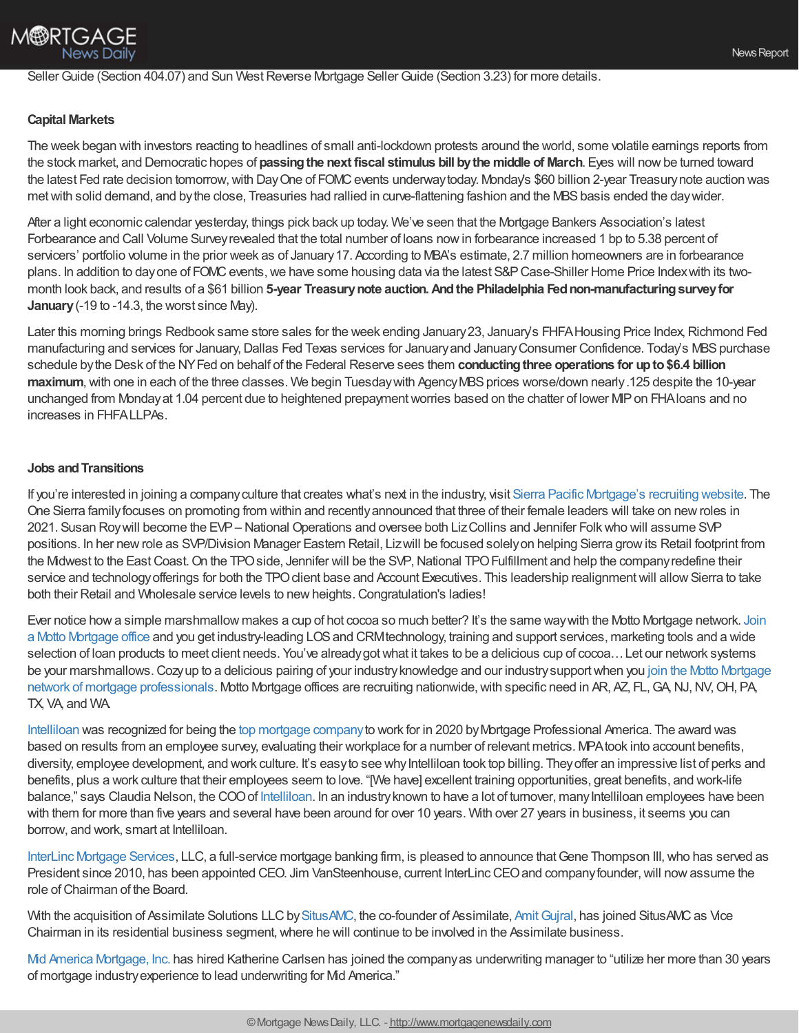Seller Guide (Section 404.07) and Sun West Reverse Mortgage Seller Guide (Section 3.23) for more details.

**Capital Markets**

The week began with investors reacting to headlines of small anti-lockdown protests around the world, some volatile earnings reports from the stock market, and Democratic hopes of **passing the next fiscal stimulus bill by the middle of March**. Eyes will now be turned toward the latest Fed rate decision tomorrow, with Day One of FOMC events underway today. Monday's $60 billion 2-year Treasury note auction was met with solid demand, and by the close, Treasuries had rallied in curve-flattening fashion and the MBS basis ended the day wider.

After a light economic calendar yesterday, things pick back up today. We've seen that the Mortgage Bankers Association's latest Forbearance and Call Volume Survey revealed that the total number of loans now in forbearance increased 1 bp to 5.38 percent of servicers' portfolio volume in the prior week as of January 17. According to MBA's estimate, 2.7 million homeowners are in forbearance plans. In addition to day one of FOMC events, we have some housing data via the latest S&P Case-Shiller Home Price Index with its two-month look back, and results of a $61 billion **5-year Treasury note auction. And the Philadelphia Fed non-manufacturing survey for January** (-19 to -14.3, the worst since May).

Later this morning brings Redbook same store sales for the week ending January 23, January's FHFA Housing Price Index, Richmond Fed manufacturing and services for January, Dallas Fed Texas services for January and January Consumer Confidence. Today's MBS purchase schedule by the Desk of the NY Fed on behalf of the Federal Reserve sees them **conducting three operations for up to $6.4 billion maximum**, with one in each of the three classes. We begin Tuesday with Agency MBS prices worse/down nearly .125 despite the 10-year unchanged from Monday at 1.04 percent due to heightened prepayment worries based on the chatter of lower MIP on FHA loans and no increases in FHFA LLPAs.

**Jobs and Transitions**

If you're interested in joining a company culture that creates what's next in the industry, visit Sierra Pacific Mortgage's recruiting website. The One Sierra family focuses on promoting from within and recently announced that three of their female leaders will take on new roles in 2021. Susan Roy will become the EVP – National Operations and oversee both Liz Collins and Jennifer Folk who will assume SVP positions. In her new role as SVP/Division Manager Eastern Retail, Liz will be focused solely on helping Sierra grow its Retail footprint from the Midwest to the East Coast. On the TPO side, Jennifer will be the SVP, National TPO Fulfillment and help the company redefine their service and technology offerings for both the TPO client base and Account Executives. This leadership realignment will allow Sierra to take both their Retail and Wholesale service levels to new heights. Congratulation's ladies!

Ever notice how a simple marshmallow makes a cup of hot cocoa so much better? It's the same way with the Motto Mortgage network. Join a Motto Mortgage office and you get industry-leading LOS and CRM technology, training and support services, marketing tools and a wide selection of loan products to meet client needs. You've already got what it takes to be a delicious cup of cocoa… Let our network systems be your marshmallows. Cozy up to a delicious pairing of your industry knowledge and our industry support when you join the Motto Mortgage network of mortgage professionals. Motto Mortgage offices are recruiting nationwide, with specific need in AR, AZ, FL, GA, NJ, NV, OH, PA, TX, VA, and WA.

Intelliloan was recognized for being the top mortgage company to work for in 2020 by Mortgage Professional America. The award was based on results from an employee survey, evaluating their workplace for a number of relevant metrics. MPA took into account benefits, diversity, employee development, and work culture. It's easy to see why Intelliloan took top billing. They offer an impressive list of perks and benefits, plus a work culture that their employees seem to love. "[We have] excellent training opportunities, great benefits, and work-life balance," says Claudia Nelson, the COO of Intelliloan. In an industry known to have a lot of turnover, many Intelliloan employees have been with them for more than five years and several have been around for over 10 years. With over 27 years in business, it seems you can borrow, and work, smart at Intelliloan.

InterLinc Mortgage Services, LLC, a full-service mortgage banking firm, is pleased to announce that Gene Thompson III, who has served as President since 2010, has been appointed CEO. Jim VanSteenhouse, current InterLinc CEO and company founder, will now assume the role of Chairman of the Board.

With the acquisition of Assimilate Solutions LLC by SitusAMC, the co-founder of Assimilate, Amit Gujral, has joined SitusAMC as Vice Chairman in its residential business segment, where he will continue to be involved in the Assimilate business.

Mid America Mortgage, Inc. has hired Katherine Carlsen has joined the company as underwriting manager to "utilize her more than 30 years of mortgage industry experience to lead underwriting for Mid America."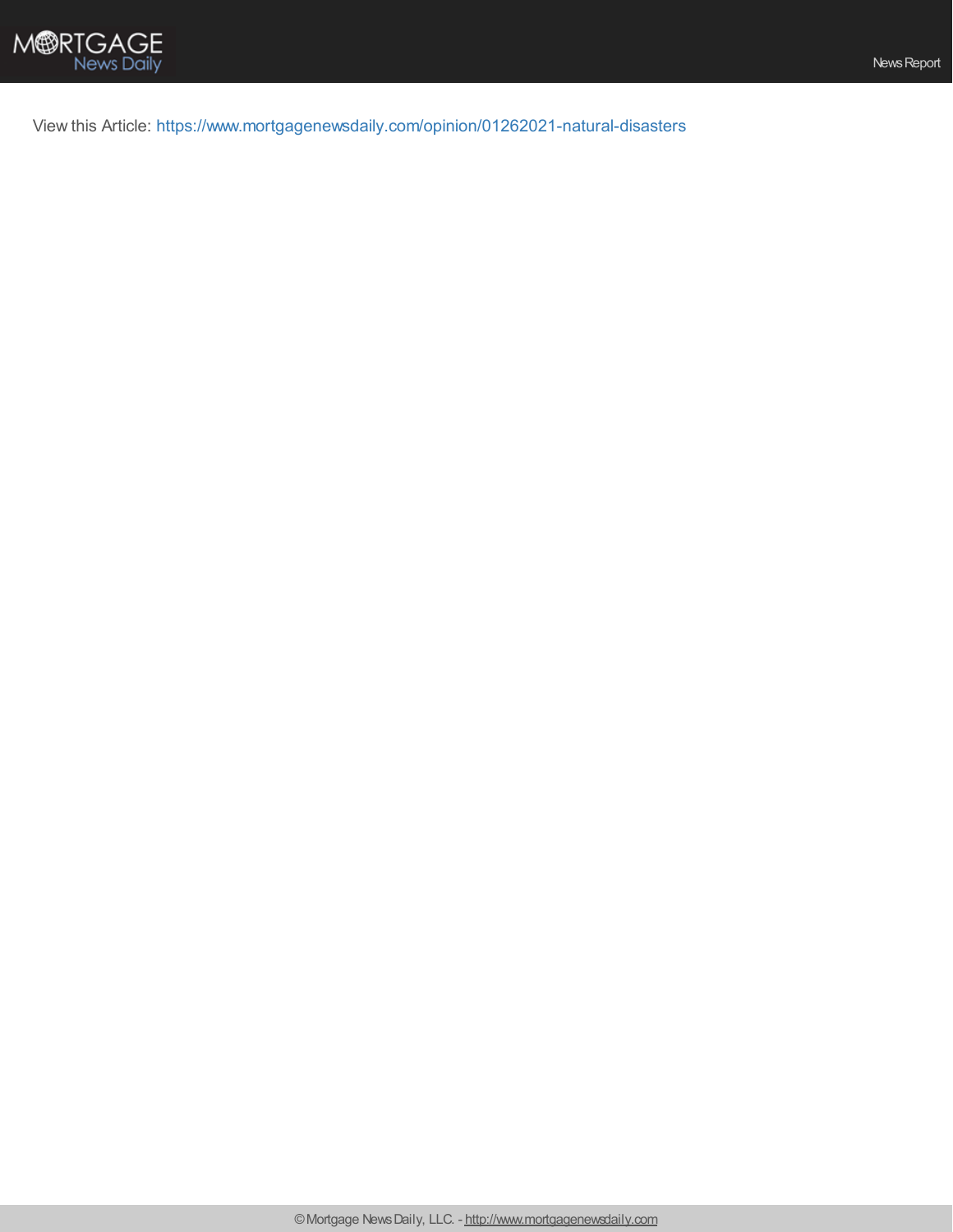View this Article: https://www.mortgagenewsdaily.com/opinion/01262021-natural-disasters